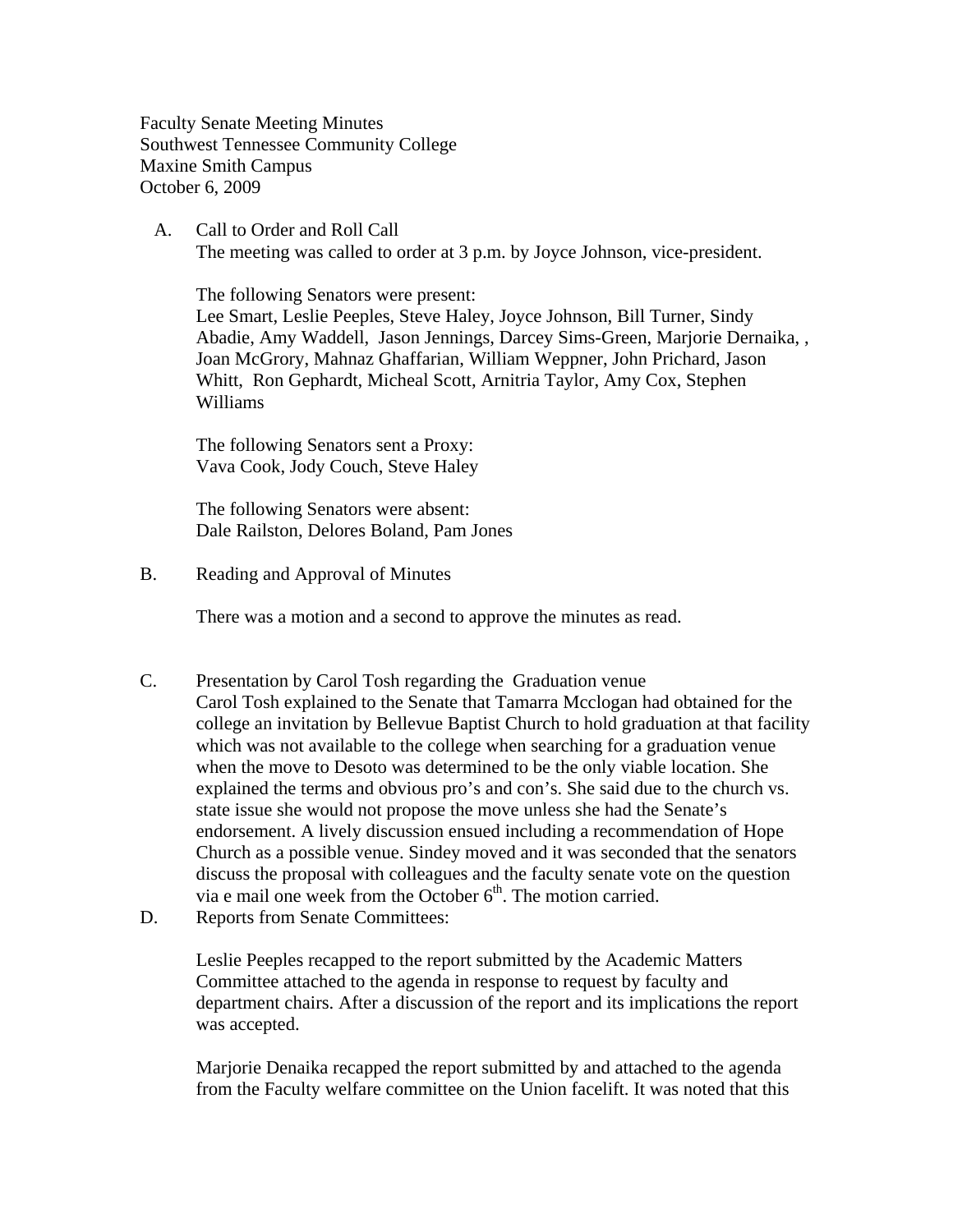Faculty Senate Meeting Minutes
Southwest Tennessee Community College
Maxine Smith Campus
October 6, 2009

A. Call to Order and Roll Call
The meeting was called to order at 3 p.m. by Joyce Johnson, vice-president.

The following Senators were present:
Lee Smart, Leslie Peeples, Steve Haley, Joyce Johnson, Bill Turner, Sindy Abadie, Amy Waddell, Jason Jennings, Darcey Sims-Green, Marjorie Dernaika, , Joan McGrory, Mahnaz Ghaffarian, William Weppner, John Prichard, Jason Whitt, Ron Gephardt, Micheal Scott, Arnitria Taylor, Amy Cox, Stephen Williams

The following Senators sent a Proxy:
Vava Cook, Jody Couch, Steve Haley

The following Senators were absent:
Dale Railston, Delores Boland, Pam Jones

B. Reading and Approval of Minutes

There was a motion and a second to approve the minutes as read.

C. Presentation by Carol Tosh regarding the Graduation venue
Carol Tosh explained to the Senate that Tamarra Mcclogan had obtained for the college an invitation by Bellevue Baptist Church to hold graduation at that facility which was not available to the college when searching for a graduation venue when the move to Desoto was determined to be the only viable location. She explained the terms and obvious pro's and con's. She said due to the church vs. state issue she would not propose the move unless she had the Senate's endorsement. A lively discussion ensued including a recommendation of Hope Church as a possible venue. Sindey moved and it was seconded that the senators discuss the proposal with colleagues and the faculty senate vote on the question via e mail one week from the October 6th. The motion carried.

D. Reports from Senate Committees:

Leslie Peeples recapped to the report submitted by the Academic Matters Committee attached to the agenda in response to request by faculty and department chairs. After a discussion of the report and its implications the report was accepted.

Marjorie Denaika recapped the report submitted by and attached to the agenda from the Faculty welfare committee on the Union facelift. It was noted that this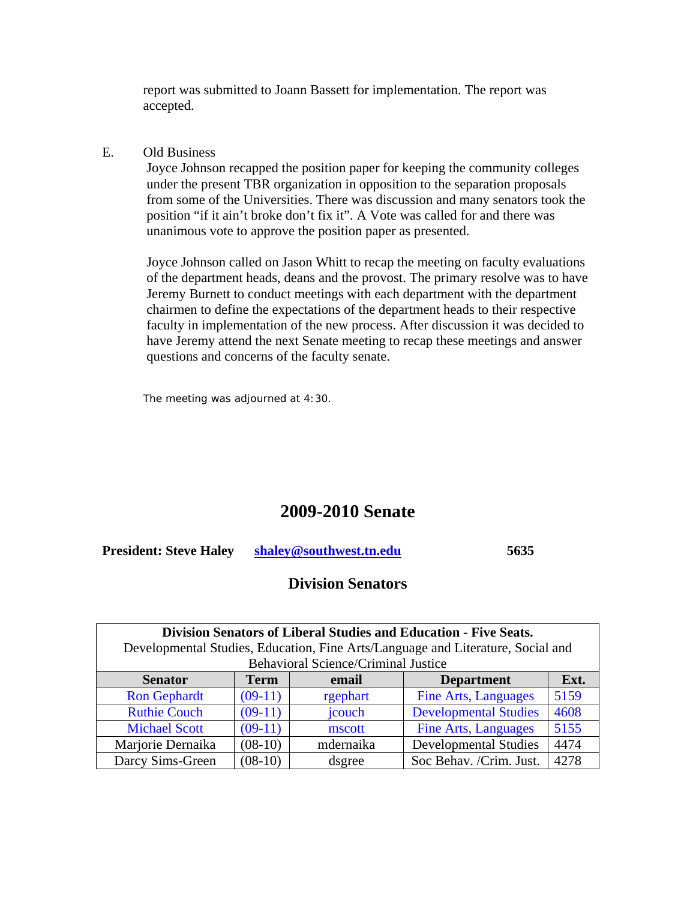report was submitted to Joann Bassett for implementation. The report was accepted.

E. Old Business

Joyce Johnson recapped the position paper for keeping the community colleges under the present TBR organization in opposition to the separation proposals from some of the Universities. There was discussion and many senators took the position "if it ain't broke don't fix it". A Vote was called for and there was unanimous vote to approve the position paper as presented.

Joyce Johnson called on Jason Whitt to recap the meeting on faculty evaluations of the department heads, deans and the provost. The primary resolve was to have Jeremy Burnett to conduct meetings with each department with the department chairmen to define the expectations of the department heads to their respective faculty in implementation of the new process. After discussion it was decided to have Jeremy attend the next Senate meeting to recap these meetings and answer questions and concerns of the faculty senate.

The meeting was adjourned at 4:30.

# 2009-2010 Senate

**President: Steve Haley** **shaley@southwest.tn.edu** **5635**

## Division Senators

| **Division Senators of Liberal Studies and Education - Five Seats.** Developmental Studies, Education, Fine Arts/Language and Literature, Social and Behavioral Science/Criminal Justice | | | | |
|---|---|---|---|---|
| **Senator** | **Term** | **email** | **Department** | **Ext.** |
| Ron Gephardt | (09-11) | rgephart | Fine Arts, Languages | 5159 |
| Ruthie Couch | (09-11) | jcouch | Developmental Studies | 4608 |
| Michael Scott | (09-11) | mscott | Fine Arts, Languages | 5155 |
| Marjorie Dernaika | (08-10) | mdernaika | Developmental Studies | 4474 |
| Darcy Sims-Green | (08-10) | dsgree | Soc Behav. /Crim. Just. | 4278 |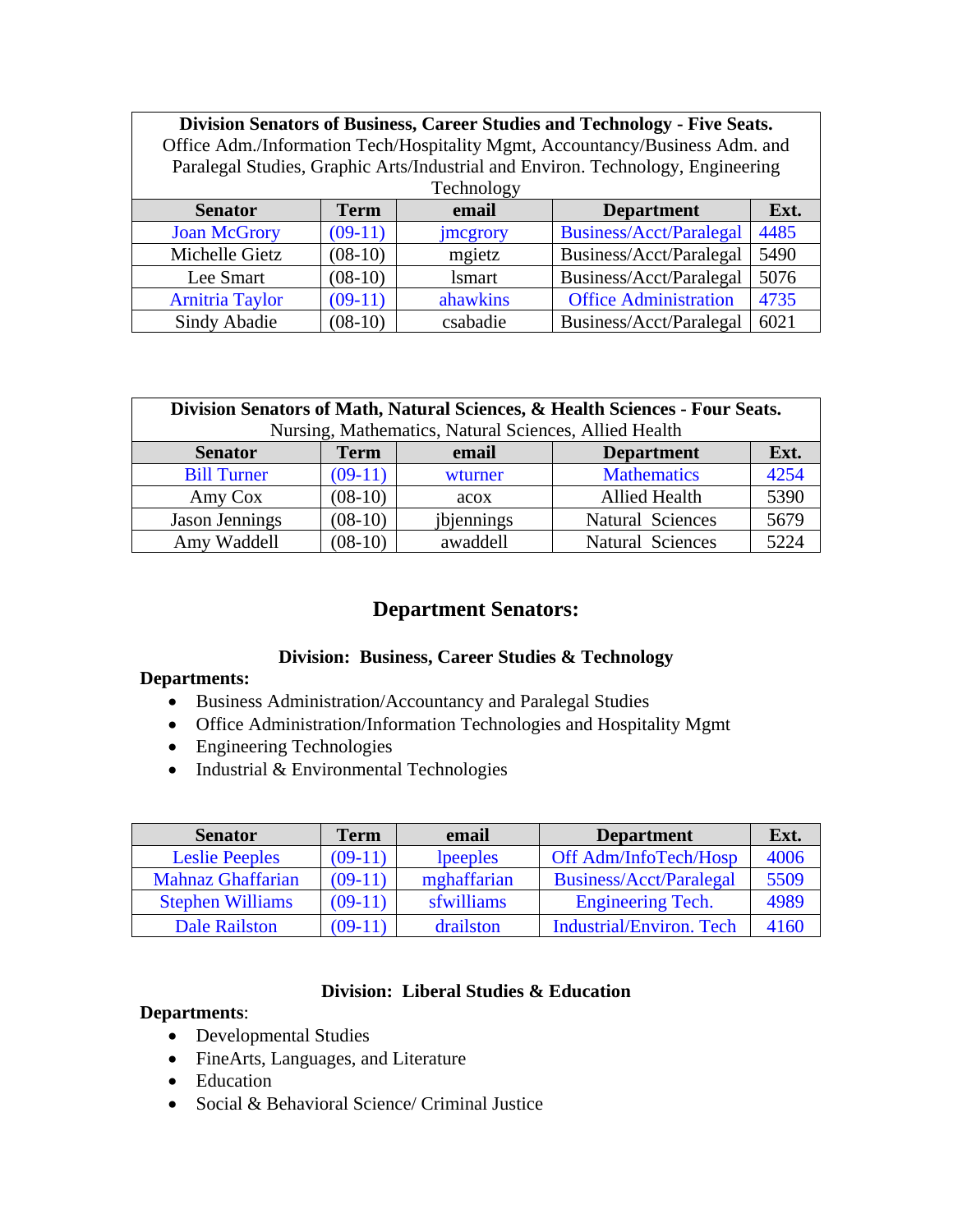| **Division Senators of Business, Career Studies and Technology - Five Seats.** Office Adm./Information Tech/Hospitality Mgmt, Accountancy/Business Adm. and Paralegal Studies, Graphic Arts/Industrial and Environ. Technology, Engineering Technology | | | | |
|---|---|---|---|---|
| **Senator** | **Term** | **email** | **Department** | **Ext.** |
| Joan McGrory | (09-11) | jmcgrory | Business/Acct/Paralegal | 4485 |
| Michelle Gietz | (08-10) | mgietz | Business/Acct/Paralegal | 5490 |
| Lee Smart | (08-10) | lsmart | Business/Acct/Paralegal | 5076 |
| Arnitria Taylor | (09-11) | ahawkins | Office Administration | 4735 |
| Sindy Abadie | (08-10) | csabadie | Business/Acct/Paralegal | 6021 |

| **Division Senators of Math, Natural Sciences, & Health Sciences - Four Seats.** Nursing, Mathematics, Natural Sciences, Allied Health | | | | |
|---|---|---|---|---|
| **Senator** | **Term** | **email** | **Department** | **Ext.** |
| Bill Turner | (09-11) | wturner | Mathematics | 4254 |
| Amy Cox | (08-10) | acox | Allied Health | 5390 |
| Jason Jennings | (08-10) | jbjennings | Natural Sciences | 5679 |
| Amy Waddell | (08-10) | awaddell | Natural Sciences | 5224 |

## Department Senators:

### Division: Business, Career Studies & Technology

**Departments:**

- Business Administration/Accountancy and Paralegal Studies
- Office Administration/Information Technologies and Hospitality Mgmt
- Engineering Technologies
- Industrial & Environmental Technologies

| Senator | Term | email | Department | Ext. |
|---|---|---|---|---|
| Leslie Peeples | (09-11) | lpeeples | Off Adm/InfoTech/Hosp | 4006 |
| Mahnaz Ghaffarian | (09-11) | mghaffarian | Business/Acct/Paralegal | 5509 |
| Stephen Williams | (09-11) | sfwilliams | Engineering Tech. | 4989 |
| Dale Railston | (09-11) | drailston | Industrial/Environ. Tech | 4160 |

### Division: Liberal Studies & Education

**Departments**:

- Developmental Studies
- FineArts, Languages, and Literature
- Education
- Social & Behavioral Science/ Criminal Justice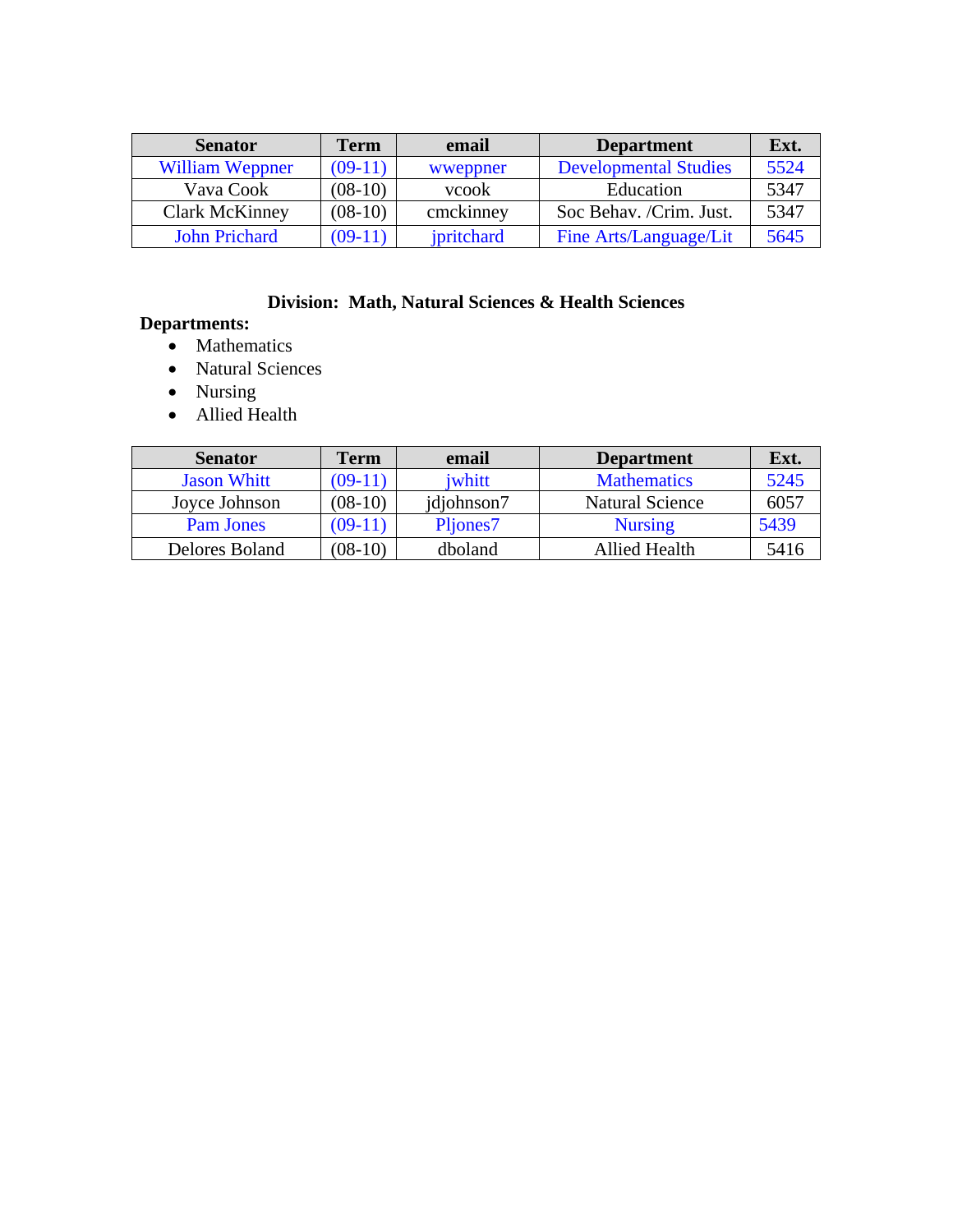| Senator | Term | email | Department | Ext. |
| --- | --- | --- | --- | --- |
| William Weppner | (09-11) | wweppner | Developmental Studies | 5524 |
| Vava Cook | (08-10) | vcook | Education | 5347 |
| Clark McKinney | (08-10) | cmckinney | Soc Behav. /Crim. Just. | 5347 |
| John Prichard | (09-11) | jpritchard | Fine Arts/Language/Lit | 5645 |

**Division: Math, Natural Sciences & Health Sciences**

**Departments:**

- Mathematics
- Natural Sciences
- Nursing
- Allied Health

| Senator | Term | email | Department | Ext. |
| --- | --- | --- | --- | --- |
| Jason Whitt | (09-11) | jwhitt | Mathematics | 5245 |
| Joyce Johnson | (08-10) | jdjohnson7 | Natural Science | 6057 |
| Pam Jones | (09-11) | Pljones7 | Nursing | 5439 |
| Delores Boland | (08-10) | dboland | Allied Health | 5416 |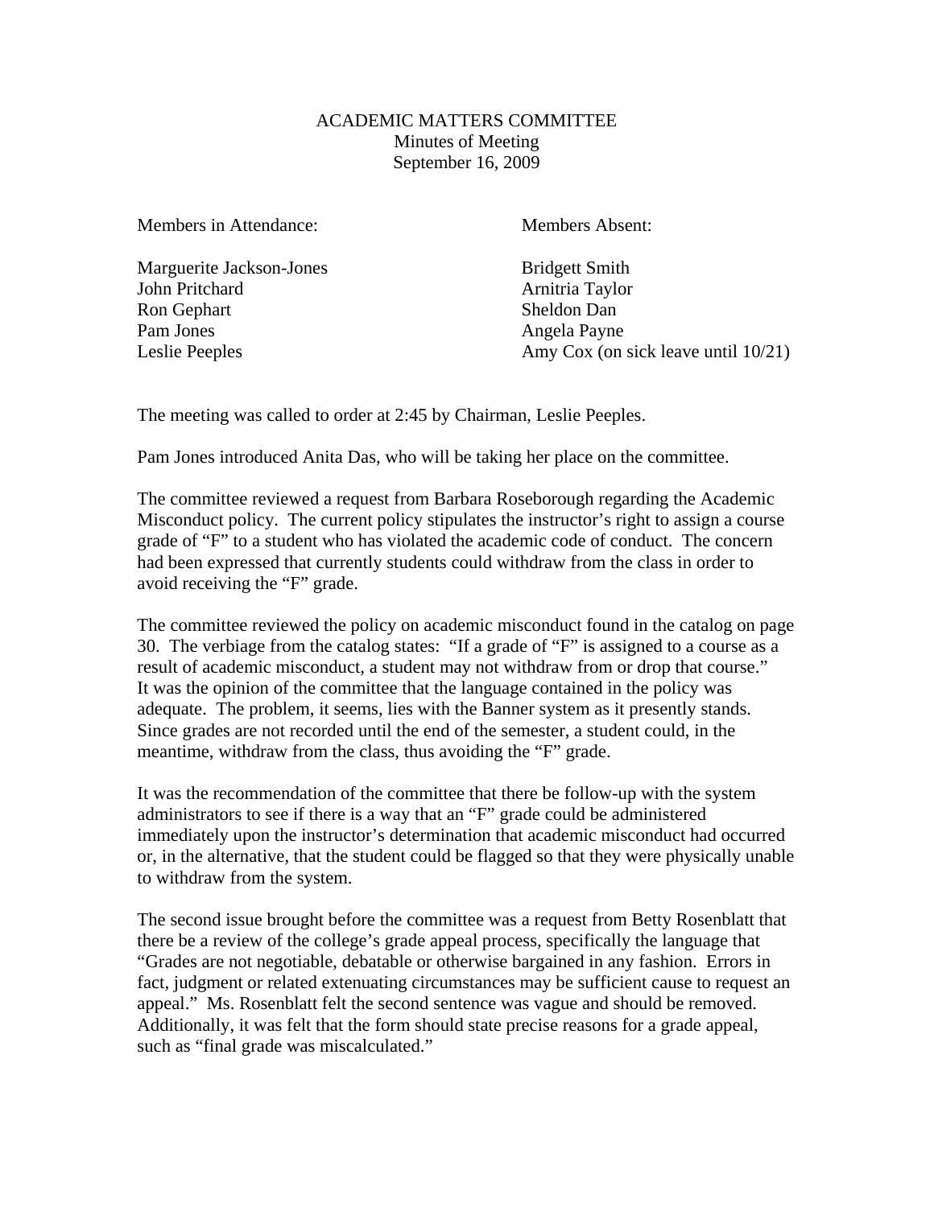ACADEMIC MATTERS COMMITTEE
Minutes of Meeting
September 16, 2009

| Members in Attendance: | Members Absent: |
| --- | --- |
| Marguerite Jackson-Jones | Bridgett Smith |
| John Pritchard | Arnitria Taylor |
| Ron Gephart | Sheldon Dan |
| Pam Jones | Angela Payne |
| Leslie Peeples | Amy Cox (on sick leave until 10/21) |

The meeting was called to order at 2:45 by Chairman, Leslie Peeples.

Pam Jones introduced Anita Das, who will be taking her place on the committee.

The committee reviewed a request from Barbara Roseborough regarding the Academic Misconduct policy. The current policy stipulates the instructor's right to assign a course grade of "F" to a student who has violated the academic code of conduct. The concern had been expressed that currently students could withdraw from the class in order to avoid receiving the "F" grade.

The committee reviewed the policy on academic misconduct found in the catalog on page 30. The verbiage from the catalog states: "If a grade of "F" is assigned to a course as a result of academic misconduct, a student may not withdraw from or drop that course." It was the opinion of the committee that the language contained in the policy was adequate. The problem, it seems, lies with the Banner system as it presently stands. Since grades are not recorded until the end of the semester, a student could, in the meantime, withdraw from the class, thus avoiding the "F" grade.

It was the recommendation of the committee that there be follow-up with the system administrators to see if there is a way that an "F" grade could be administered immediately upon the instructor's determination that academic misconduct had occurred or, in the alternative, that the student could be flagged so that they were physically unable to withdraw from the system.

The second issue brought before the committee was a request from Betty Rosenblatt that there be a review of the college's grade appeal process, specifically the language that "Grades are not negotiable, debatable or otherwise bargained in any fashion. Errors in fact, judgment or related extenuating circumstances may be sufficient cause to request an appeal." Ms. Rosenblatt felt the second sentence was vague and should be removed. Additionally, it was felt that the form should state precise reasons for a grade appeal, such as "final grade was miscalculated."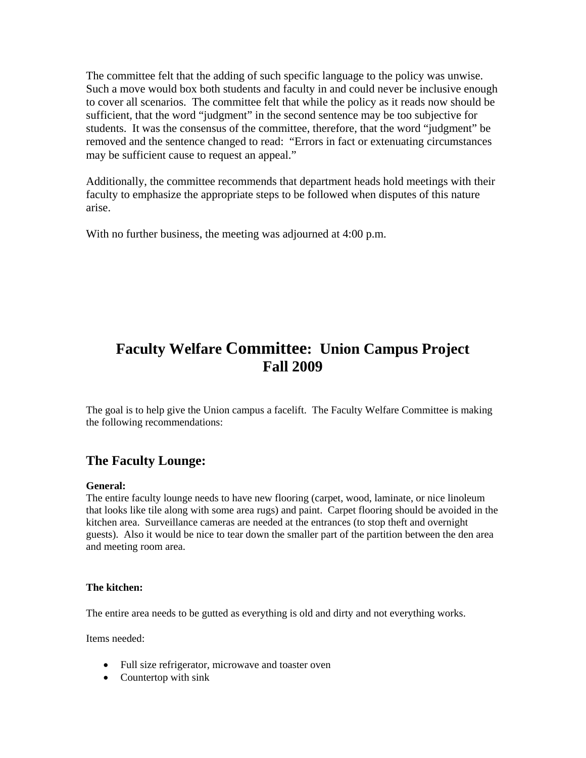The committee felt that the adding of such specific language to the policy was unwise. Such a move would box both students and faculty in and could never be inclusive enough to cover all scenarios. The committee felt that while the policy as it reads now should be sufficient, that the word "judgment" in the second sentence may be too subjective for students. It was the consensus of the committee, therefore, that the word "judgment" be removed and the sentence changed to read: "Errors in fact or extenuating circumstances may be sufficient cause to request an appeal."

Additionally, the committee recommends that department heads hold meetings with their faculty to emphasize the appropriate steps to be followed when disputes of this nature arise.

With no further business, the meeting was adjourned at 4:00 p.m.

# Faculty Welfare Committee: Union Campus Project Fall 2009

The goal is to help give the Union campus a facelift. The Faculty Welfare Committee is making the following recommendations:

## The Faculty Lounge:

**General:**
The entire faculty lounge needs to have new flooring (carpet, wood, laminate, or nice linoleum that looks like tile along with some area rugs) and paint. Carpet flooring should be avoided in the kitchen area. Surveillance cameras are needed at the entrances (to stop theft and overnight guests). Also it would be nice to tear down the smaller part of the partition between the den area and meeting room area.

**The kitchen:**

The entire area needs to be gutted as everything is old and dirty and not everything works.

Items needed:

- Full size refrigerator, microwave and toaster oven
- Countertop with sink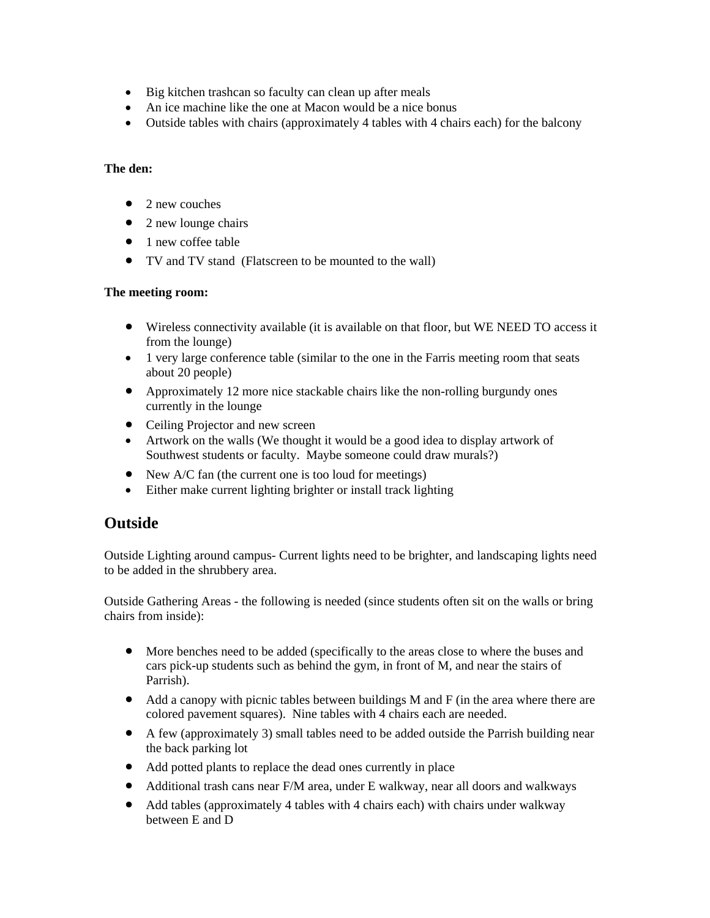- Big kitchen trashcan so faculty can clean up after meals
- An ice machine like the one at Macon would be a nice bonus
- Outside tables with chairs (approximately 4 tables with 4 chairs each) for the balcony

**The den:**

- 2 new couches
- 2 new lounge chairs
- 1 new coffee table
- TV and TV stand (Flatscreen to be mounted to the wall)

**The meeting room:**

- Wireless connectivity available (it is available on that floor, but WE NEED TO access it from the lounge)
- 1 very large conference table (similar to the one in the Farris meeting room that seats about 20 people)
- Approximately 12 more nice stackable chairs like the non-rolling burgundy ones currently in the lounge
- Ceiling Projector and new screen
- Artwork on the walls (We thought it would be a good idea to display artwork of Southwest students or faculty. Maybe someone could draw murals?)
- New A/C fan (the current one is too loud for meetings)
- Either make current lighting brighter or install track lighting

## Outside

Outside Lighting around campus- Current lights need to be brighter, and landscaping lights need to be added in the shrubbery area.

Outside Gathering Areas - the following is needed (since students often sit on the walls or bring chairs from inside):

- More benches need to be added (specifically to the areas close to where the buses and cars pick-up students such as behind the gym, in front of M, and near the stairs of Parrish).
- Add a canopy with picnic tables between buildings M and F (in the area where there are colored pavement squares). Nine tables with 4 chairs each are needed.
- A few (approximately 3) small tables need to be added outside the Parrish building near the back parking lot
- Add potted plants to replace the dead ones currently in place
- Additional trash cans near F/M area, under E walkway, near all doors and walkways
- Add tables (approximately 4 tables with 4 chairs each) with chairs under walkway between E and D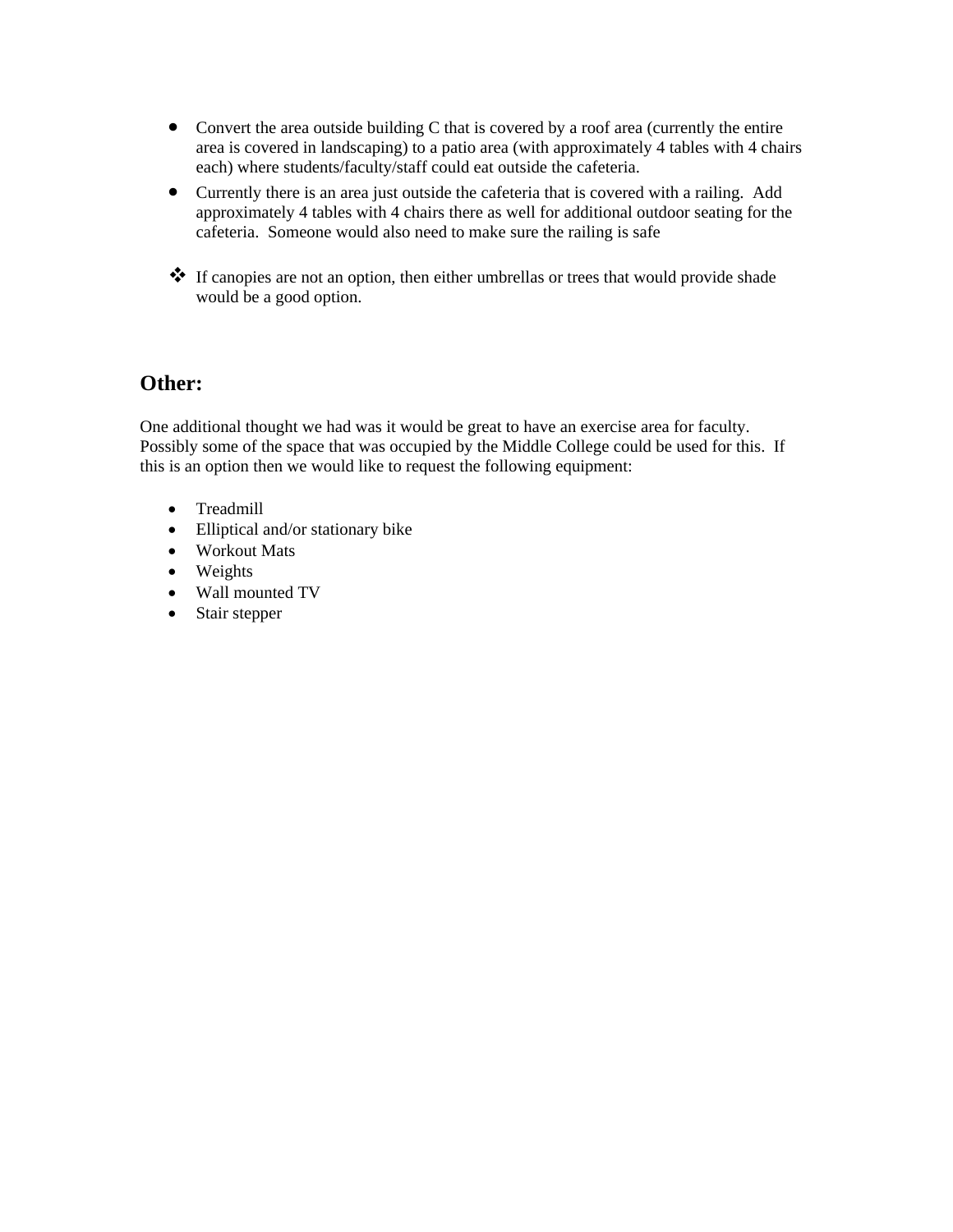- Convert the area outside building C that is covered by a roof area (currently the entire area is covered in landscaping) to a patio area (with approximately 4 tables with 4 chairs each) where students/faculty/staff could eat outside the cafeteria.
- Currently there is an area just outside the cafeteria that is covered with a railing. Add approximately 4 tables with 4 chairs there as well for additional outdoor seating for the cafeteria. Someone would also need to make sure the railing is safe

- ❖ If canopies are not an option, then either umbrellas or trees that would provide shade would be a good option.

## Other:

One additional thought we had was it would be great to have an exercise area for faculty. Possibly some of the space that was occupied by the Middle College could be used for this. If this is an option then we would like to request the following equipment:

- Treadmill
- Elliptical and/or stationary bike
- Workout Mats
- Weights
- Wall mounted TV
- Stair stepper